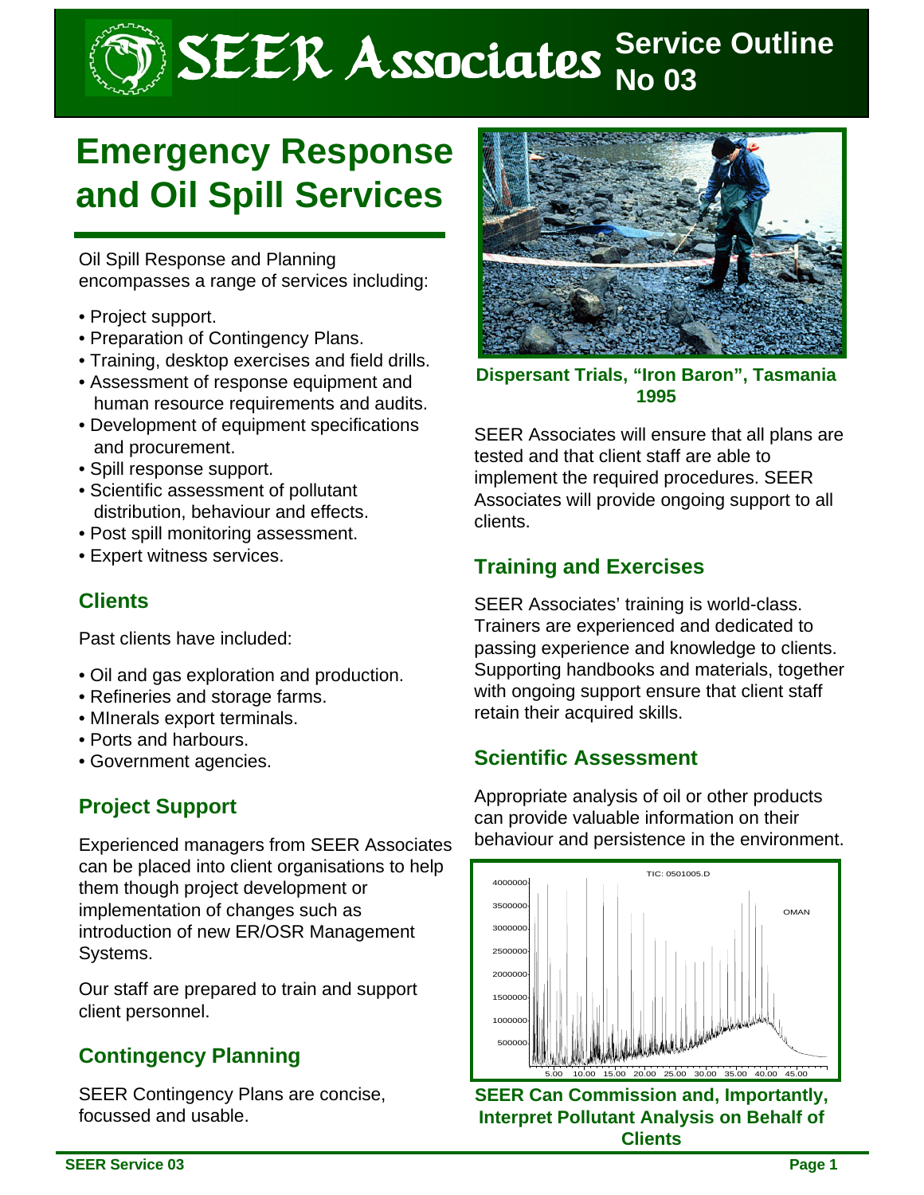# SEER Associates Service Outline No 03

# Emergency Response and Oil Spill Services

Oil Spill Response and Planning encompasses a range of services including:

- Project support.
- Preparation of Contingency Plans.
- Training, desktop exercises and field drills.
- Assessment of response equipment and human resource requirements and audits.
- Development of equipment specifications and procurement.
- Spill response support.
- Scientific assessment of pollutant distribution, behaviour and effects.
- Post spill monitoring assessment.
- Expert witness services.

## Clients

Past clients have included:

- Oil and gas exploration and production.
- Refineries and storage farms.
- MInerals export terminals.
- Ports and harbours.
- Government agencies.

## Project Support

Experienced managers from SEER Associates can be placed into client organisations to help them though project development or implementation of changes such as introduction of new ER/OSR Management Systems.

Our staff are prepared to train and support client personnel.

## Contingency Planning

SEER Contingency Plans are concise, focussed and usable.

**Dispersant Trials, "Iron Baron", Tasmania 1995**

SEER Associates will ensure that all plans are tested and that client staff are able to implement the required procedures. SEER Associates will provide ongoing support to all clients.

## Training and Exercises

SEER Associates' training is world-class. Trainers are experienced and dedicated to passing experience and knowledge to clients. Supporting handbooks and materials, together with ongoing support ensure that client staff retain their acquired skills.

## Scientific Assessment

Appropriate analysis of oil or other products can provide valuable information on their behaviour and persistence in the environment.

**SEER Can Commission and, Importantly, Interpret Pollutant Analysis on Behalf of Clients**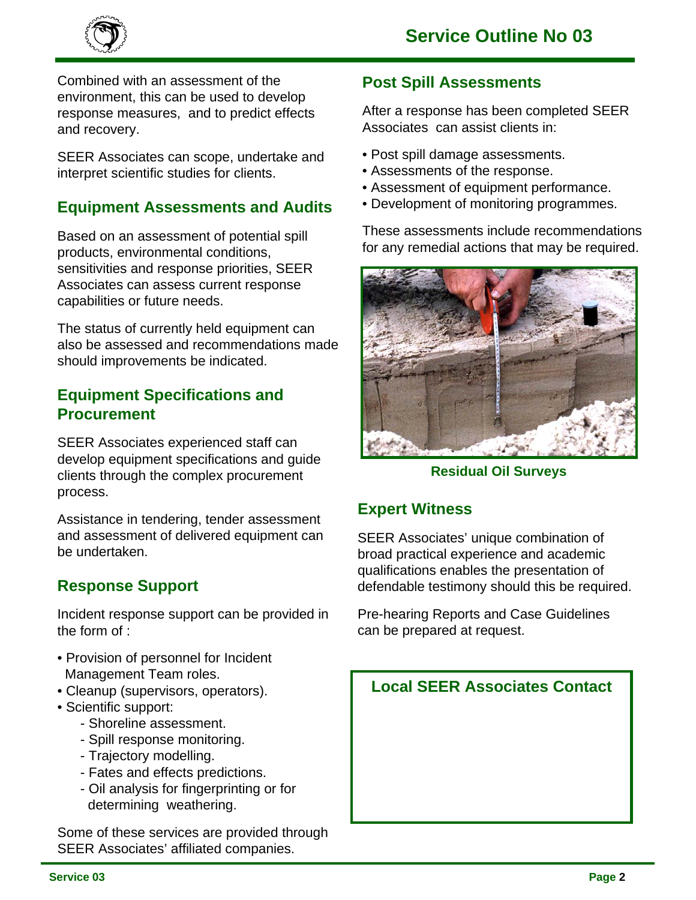Combined with an assessment of the environment, this can be used to develop response measures, and to predict effects and recovery.

SEER Associates can scope, undertake and interpret scientific studies for clients.

## Equipment Assessments and Audits

Based on an assessment of potential spill products, environmental conditions, sensitivities and response priorities, SEER Associates can assess current response capabilities or future needs.

The status of currently held equipment can also be assessed and recommendations made should improvements be indicated.

## Equipment Specifications and Procurement

SEER Associates experienced staff can develop equipment specifications and guide clients through the complex procurement process.

Assistance in tendering, tender assessment and assessment of delivered equipment can be undertaken.

## Response Support

Incident response support can be provided in the form of :

- Provision of personnel for Incident Management Team roles.
- Cleanup (supervisors, operators).
- Scientific support:
  - Shoreline assessment.
  - Spill response monitoring.
  - Trajectory modelling.
  - Fates and effects predictions.
  - Oil analysis for fingerprinting or for determining weathering.

Some of these services are provided through SEER Associates' affiliated companies.

## Post Spill Assessments

After a response has been completed SEER Associates can assist clients in:

- Post spill damage assessments.
- Assessments of the response.
- Assessment of equipment performance.
- Development of monitoring programmes.

These assessments include recommendations for any remedial actions that may be required.

**Residual Oil Surveys**

## Expert Witness

SEER Associates' unique combination of broad practical experience and academic qualifications enables the presentation of defendable testimony should this be required.

Pre-hearing Reports and Case Guidelines can be prepared at request.

## Local SEER Associates Contact